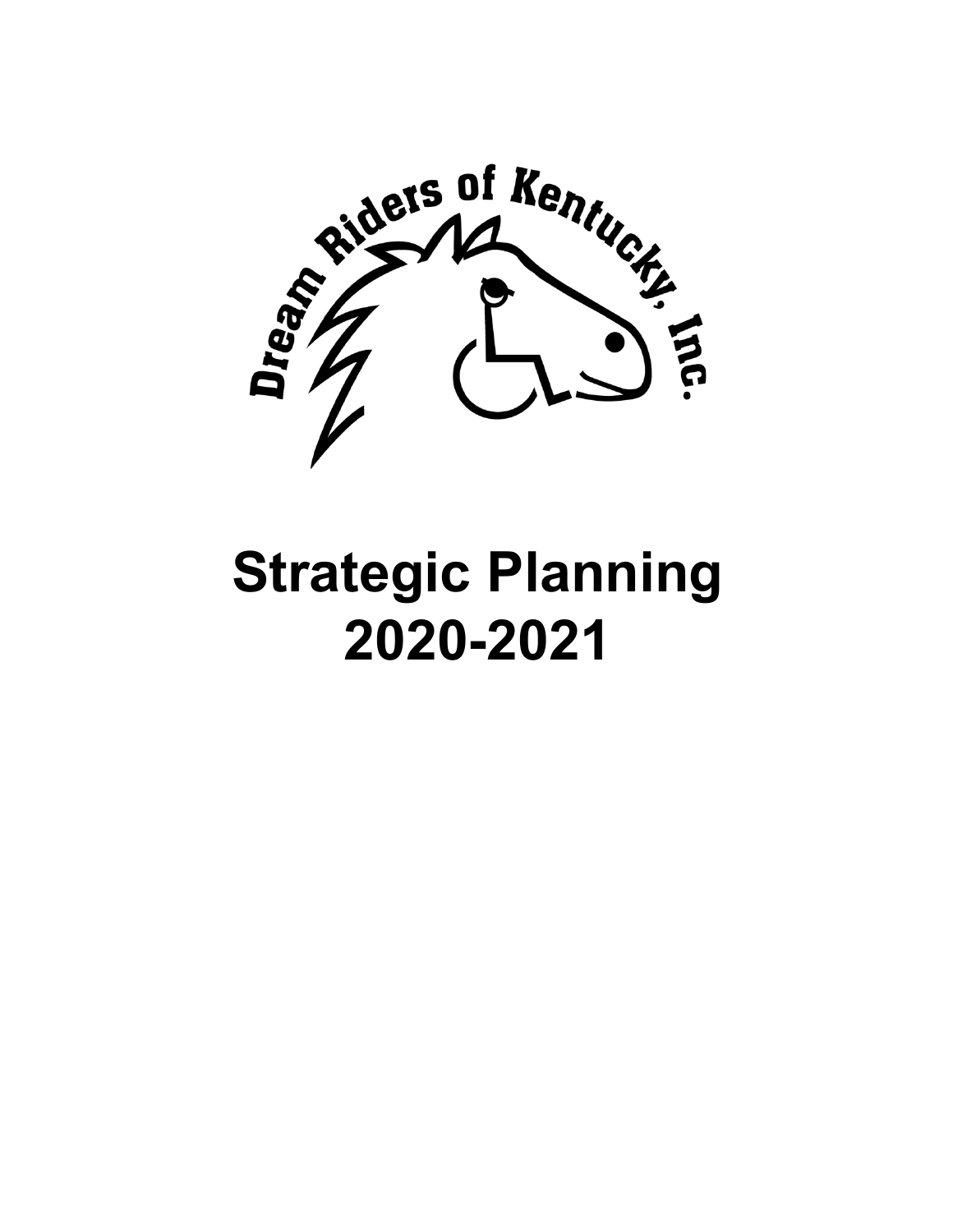Dream Riders of Kentucky, Inc.

# Strategic Planning 2020-2021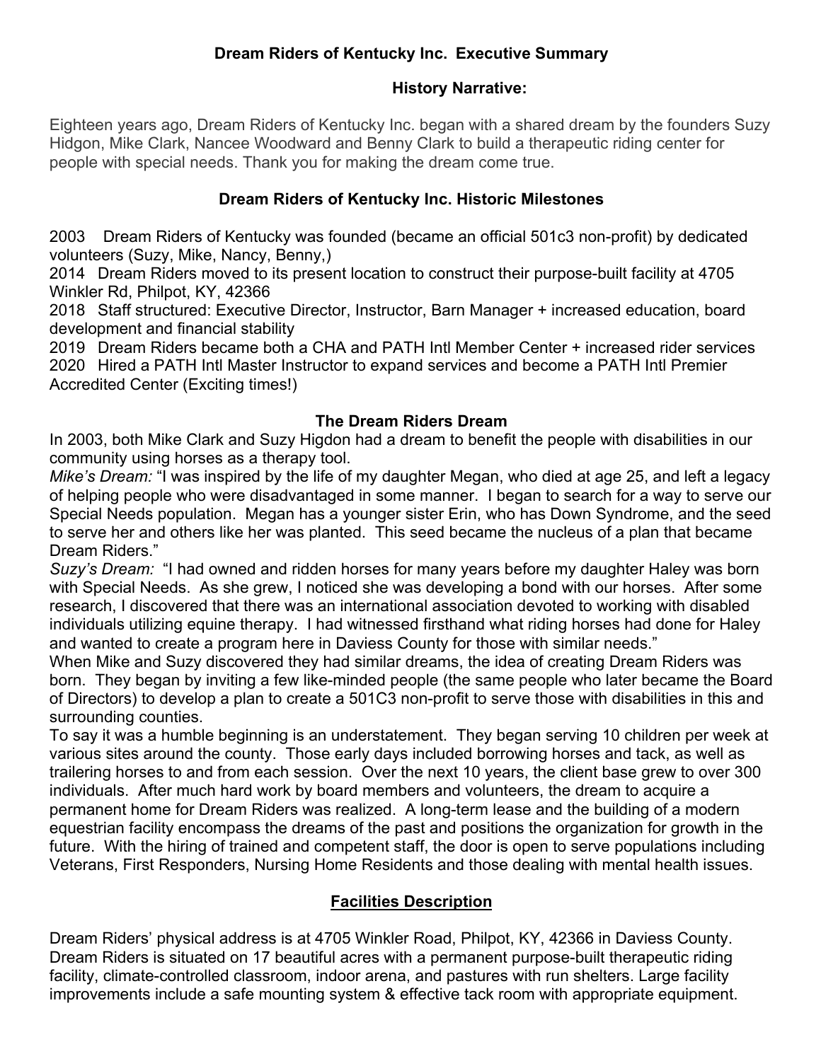# Dream Riders of Kentucky Inc. Executive Summary

## History Narrative:

Eighteen years ago, Dream Riders of Kentucky Inc. began with a shared dream by the founders Suzy Hidgon, Mike Clark, Nancee Woodward and Benny Clark to build a therapeutic riding center for people with special needs. Thank you for making the dream come true.

## Dream Riders of Kentucky Inc. Historic Milestones

2003 Dream Riders of Kentucky was founded (became an official 501c3 non-profit) by dedicated volunteers (Suzy, Mike, Nancy, Benny,)
2014 Dream Riders moved to its present location to construct their purpose-built facility at 4705 Winkler Rd, Philpot, KY, 42366
2018 Staff structured: Executive Director, Instructor, Barn Manager + increased education, board development and financial stability
2019 Dream Riders became both a CHA and PATH Intl Member Center + increased rider services
2020 Hired a PATH Intl Master Instructor to expand services and become a PATH Intl Premier Accredited Center (Exciting times!)

## The Dream Riders Dream

In 2003, both Mike Clark and Suzy Higdon had a dream to benefit the people with disabilities in our community using horses as a therapy tool.

*Mike's Dream:* "I was inspired by the life of my daughter Megan, who died at age 25, and left a legacy of helping people who were disadvantaged in some manner. I began to search for a way to serve our Special Needs population. Megan has a younger sister Erin, who has Down Syndrome, and the seed to serve her and others like her was planted. This seed became the nucleus of a plan that became Dream Riders."

*Suzy's Dream:* "I had owned and ridden horses for many years before my daughter Haley was born with Special Needs. As she grew, I noticed she was developing a bond with our horses. After some research, I discovered that there was an international association devoted to working with disabled individuals utilizing equine therapy. I had witnessed firsthand what riding horses had done for Haley and wanted to create a program here in Daviess County for those with similar needs."

When Mike and Suzy discovered they had similar dreams, the idea of creating Dream Riders was born. They began by inviting a few like-minded people (the same people who later became the Board of Directors) to develop a plan to create a 501C3 non-profit to serve those with disabilities in this and surrounding counties.

To say it was a humble beginning is an understatement. They began serving 10 children per week at various sites around the county. Those early days included borrowing horses and tack, as well as trailering horses to and from each session. Over the next 10 years, the client base grew to over 300 individuals. After much hard work by board members and volunteers, the dream to acquire a permanent home for Dream Riders was realized. A long-term lease and the building of a modern equestrian facility encompass the dreams of the past and positions the organization for growth in the future. With the hiring of trained and competent staff, the door is open to serve populations including Veterans, First Responders, Nursing Home Residents and those dealing with mental health issues.

## Facilities Description

Dream Riders' physical address is at 4705 Winkler Road, Philpot, KY, 42366 in Daviess County. Dream Riders is situated on 17 beautiful acres with a permanent purpose-built therapeutic riding facility, climate-controlled classroom, indoor arena, and pastures with run shelters. Large facility improvements include a safe mounting system & effective tack room with appropriate equipment.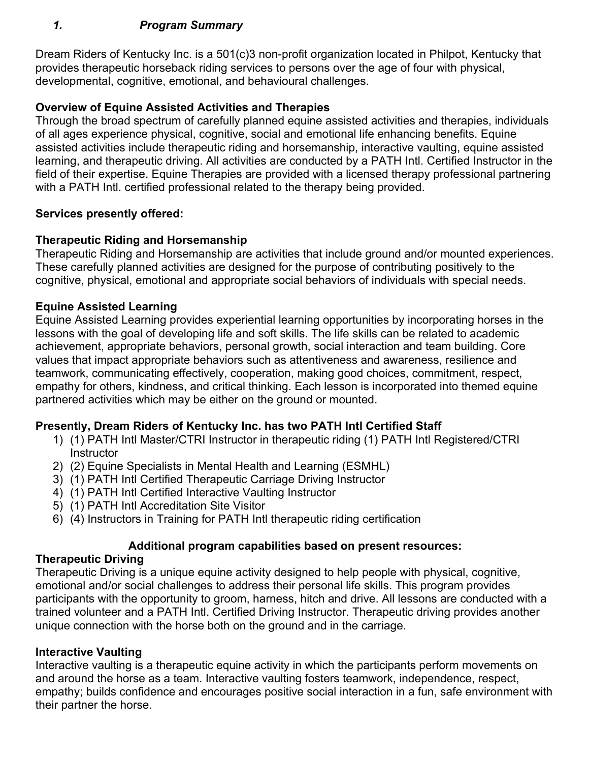## *1. Program Summary*

Dream Riders of Kentucky Inc. is a 501(c)3 non-profit organization located in Philpot, Kentucky that provides therapeutic horseback riding services to persons over the age of four with physical, developmental, cognitive, emotional, and behavioural challenges.

**Overview of Equine Assisted Activities and Therapies**
Through the broad spectrum of carefully planned equine assisted activities and therapies, individuals of all ages experience physical, cognitive, social and emotional life enhancing benefits. Equine assisted activities include therapeutic riding and horsemanship, interactive vaulting, equine assisted learning, and therapeutic driving. All activities are conducted by a PATH Intl. Certified Instructor in the field of their expertise. Equine Therapies are provided with a licensed therapy professional partnering with a PATH Intl. certified professional related to the therapy being provided.

**Services presently offered:**

**Therapeutic Riding and Horsemanship**
Therapeutic Riding and Horsemanship are activities that include ground and/or mounted experiences. These carefully planned activities are designed for the purpose of contributing positively to the cognitive, physical, emotional and appropriate social behaviors of individuals with special needs.

**Equine Assisted Learning**
Equine Assisted Learning provides experiential learning opportunities by incorporating horses in the lessons with the goal of developing life and soft skills. The life skills can be related to academic achievement, appropriate behaviors, personal growth, social interaction and team building. Core values that impact appropriate behaviors such as attentiveness and awareness, resilience and teamwork, communicating effectively, cooperation, making good choices, commitment, respect, empathy for others, kindness, and critical thinking. Each lesson is incorporated into themed equine partnered activities which may be either on the ground or mounted.

**Presently, Dream Riders of Kentucky Inc. has two PATH Intl Certified Staff**

1) (1) PATH Intl Master/CTRI Instructor in therapeutic riding (1) PATH Intl Registered/CTRI Instructor
2) (2) Equine Specialists in Mental Health and Learning (ESMHL)
3) (1) PATH Intl Certified Therapeutic Carriage Driving Instructor
4) (1) PATH Intl Certified Interactive Vaulting Instructor
5) (1) PATH Intl Accreditation Site Visitor
6) (4) Instructors in Training for PATH Intl therapeutic riding certification

**Additional program capabilities based on present resources:**

**Therapeutic Driving**
Therapeutic Driving is a unique equine activity designed to help people with physical, cognitive, emotional and/or social challenges to address their personal life skills. This program provides participants with the opportunity to groom, harness, hitch and drive. All lessons are conducted with a trained volunteer and a PATH Intl. Certified Driving Instructor. Therapeutic driving provides another unique connection with the horse both on the ground and in the carriage.

**Interactive Vaulting**
Interactive vaulting is a therapeutic equine activity in which the participants perform movements on and around the horse as a team. Interactive vaulting fosters teamwork, independence, respect, empathy; builds confidence and encourages positive social interaction in a fun, safe environment with their partner the horse.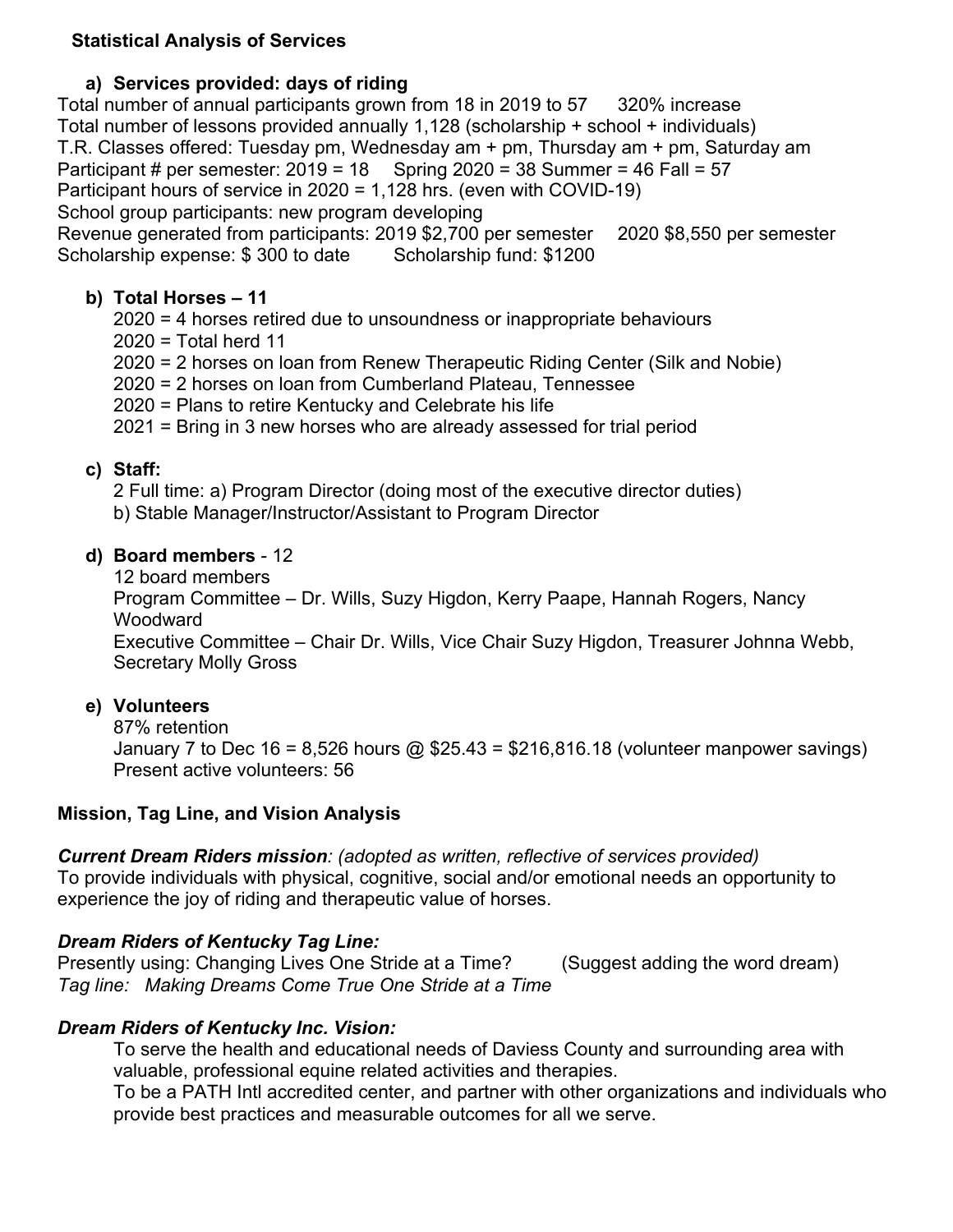**Statistical Analysis of Services**

**a) Services provided: days of riding**

Total number of annual participants grown from 18 in 2019 to 57    320% increase
Total number of lessons provided annually 1,128 (scholarship + school + individuals)
T.R. Classes offered: Tuesday pm, Wednesday am + pm, Thursday am + pm, Saturday am
Participant # per semester: 2019 = 18    Spring 2020 = 38 Summer = 46 Fall = 57
Participant hours of service in 2020 = 1,128 hrs. (even with COVID-19)
School group participants: new program developing
Revenue generated from participants: 2019 $2,700 per semester    2020 $8,550 per semester
Scholarship expense: $ 300 to date    Scholarship fund: $1200

**b) Total Horses – 11**

2020 = 4 horses retired due to unsoundness or inappropriate behaviours
2020 = Total herd 11
2020 = 2 horses on loan from Renew Therapeutic Riding Center (Silk and Nobie)
2020 = 2 horses on loan from Cumberland Plateau, Tennessee
2020 = Plans to retire Kentucky and Celebrate his life
2021 = Bring in 3 new horses who are already assessed for trial period

**c) Staff:**

2 Full time: a) Program Director (doing most of the executive director duties)
b) Stable Manager/Instructor/Assistant to Program Director

**d) Board members** - 12

12 board members
Program Committee – Dr. Wills, Suzy Higdon, Kerry Paape, Hannah Rogers, Nancy Woodward
Executive Committee – Chair Dr. Wills, Vice Chair Suzy Higdon, Treasurer Johnna Webb, Secretary Molly Gross

**e) Volunteers**

87% retention
January 7 to Dec 16 = 8,526 hours @ $25.43 = $216,816.18 (volunteer manpower savings)
Present active volunteers: 56

**Mission, Tag Line, and Vision Analysis**

***Current Dream Riders mission****: (adopted as written, reflective of services provided)*
To provide individuals with physical, cognitive, social and/or emotional needs an opportunity to experience the joy of riding and therapeutic value of horses.

***Dream Riders of Kentucky Tag Line:***
Presently using: Changing Lives One Stride at a Time?    (Suggest adding the word dream)
*Tag line: Making Dreams Come True One Stride at a Time*

***Dream Riders of Kentucky Inc. Vision:***

To serve the health and educational needs of Daviess County and surrounding area with valuable, professional equine related activities and therapies.
To be a PATH Intl accredited center, and partner with other organizations and individuals who provide best practices and measurable outcomes for all we serve.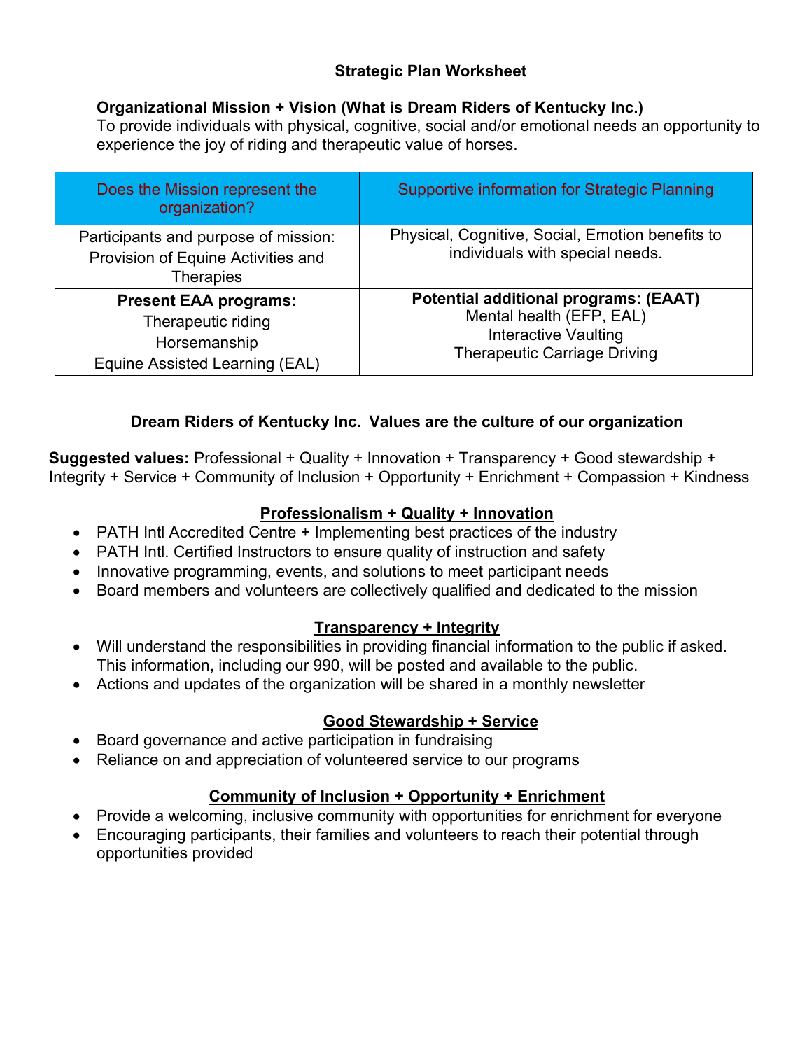# Strategic Plan Worksheet

**Organizational Mission + Vision (What is Dream Riders of Kentucky Inc.)**
To provide individuals with physical, cognitive, social and/or emotional needs an opportunity to experience the joy of riding and therapeutic value of horses.

| Does the Mission represent the organization? | Supportive information for Strategic Planning |
|---|---|
| Participants and purpose of mission: Provision of Equine Activities and Therapies | Physical, Cognitive, Social, Emotion benefits to individuals with special needs. |
| **Present EAA programs:** Therapeutic riding Horsemanship Equine Assisted Learning (EAL) | **Potential additional programs: (EAAT)** Mental health (EFP, EAL) Interactive Vaulting Therapeutic Carriage Driving |

## Dream Riders of Kentucky Inc. Values are the culture of our organization

**Suggested values:** Professional + Quality + Innovation + Transparency + Good stewardship + Integrity + Service + Community of Inclusion + Opportunity + Enrichment + Compassion + Kindness

### Professionalism + Quality + Innovation

- PATH Intl Accredited Centre + Implementing best practices of the industry
- PATH Intl. Certified Instructors to ensure quality of instruction and safety
- Innovative programming, events, and solutions to meet participant needs
- Board members and volunteers are collectively qualified and dedicated to the mission

### Transparency + Integrity

- Will understand the responsibilities in providing financial information to the public if asked. This information, including our 990, will be posted and available to the public.
- Actions and updates of the organization will be shared in a monthly newsletter

### Good Stewardship + Service

- Board governance and active participation in fundraising
- Reliance on and appreciation of volunteered service to our programs

### Community of Inclusion + Opportunity + Enrichment

- Provide a welcoming, inclusive community with opportunities for enrichment for everyone
- Encouraging participants, their families and volunteers to reach their potential through opportunities provided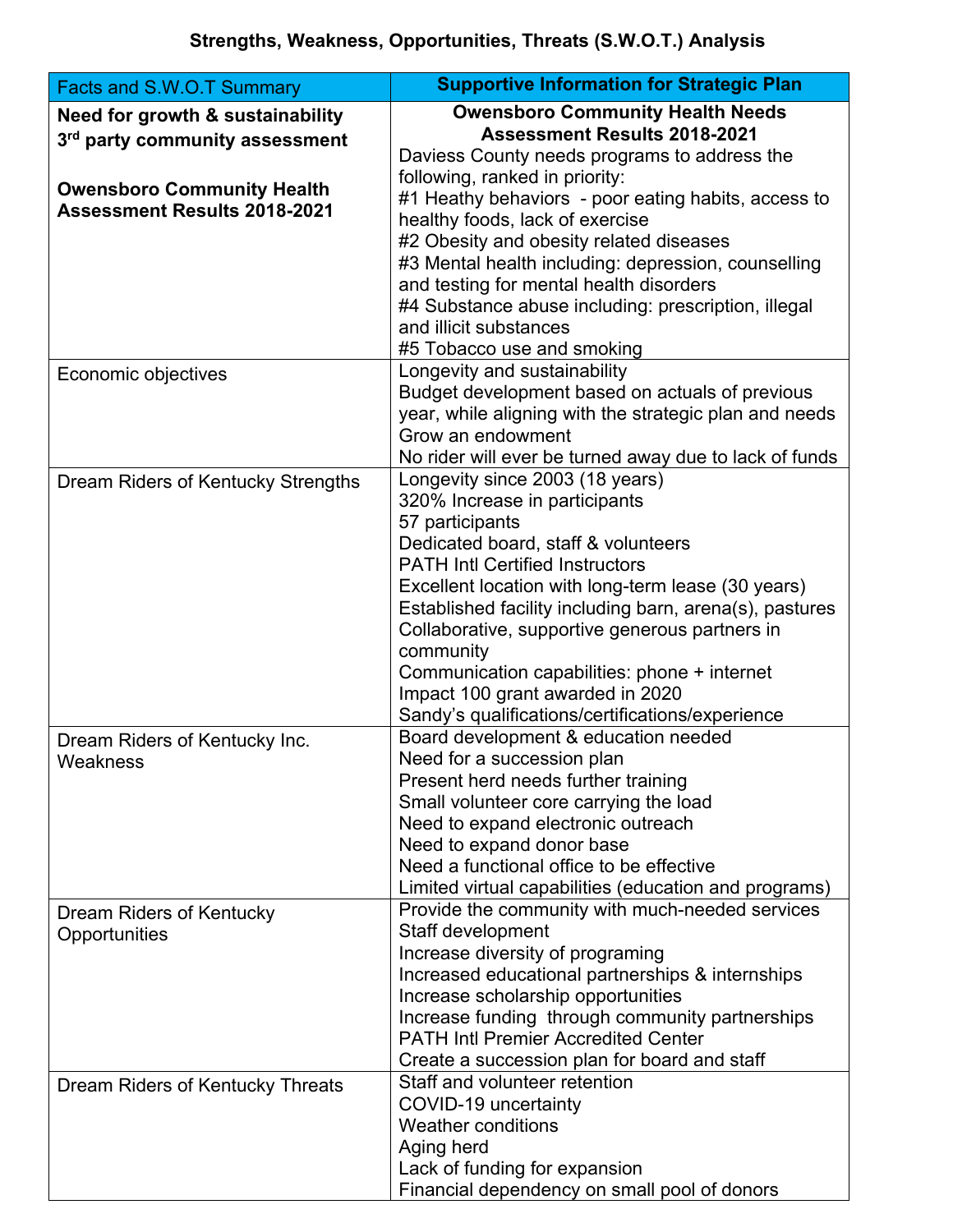### Strengths, Weakness, Opportunities, Threats (S.W.O.T.) Analysis

| Facts and S.W.O.T Summary | Supportive Information for Strategic Plan |
|---|---|
| **Need for growth & sustainability 3rd party community assessment**<br><br>**Owensboro Community Health Assessment Results 2018-2021** | **Owensboro Community Health Needs Assessment Results 2018-2021**<br>Daviess County needs programs to address the following, ranked in priority:<br>#1 Heathy behaviors - poor eating habits, access to healthy foods, lack of exercise<br>#2 Obesity and obesity related diseases<br>#3 Mental health including: depression, counselling and testing for mental health disorders<br>#4 Substance abuse including: prescription, illegal and illicit substances<br>#5 Tobacco use and smoking |
| Economic objectives | Longevity and sustainability<br>Budget development based on actuals of previous year, while aligning with the strategic plan and needs<br>Grow an endowment<br>No rider will ever be turned away due to lack of funds |
| Dream Riders of Kentucky Strengths | Longevity since 2003 (18 years)<br>320% Increase in participants<br>57 participants<br>Dedicated board, staff & volunteers<br>PATH Intl Certified Instructors<br>Excellent location with long-term lease (30 years)<br>Established facility including barn, arena(s), pastures<br>Collaborative, supportive generous partners in community<br>Communication capabilities: phone + internet<br>Impact 100 grant awarded in 2020<br>Sandy's qualifications/certifications/experience |
| Dream Riders of Kentucky Inc. Weakness | Board development & education needed<br>Need for a succession plan<br>Present herd needs further training<br>Small volunteer core carrying the load<br>Need to expand electronic outreach<br>Need to expand donor base<br>Need a functional office to be effective<br>Limited virtual capabilities (education and programs) |
| Dream Riders of Kentucky Opportunities | Provide the community with much-needed services<br>Staff development<br>Increase diversity of programing<br>Increased educational partnerships & internships<br>Increase scholarship opportunities<br>Increase funding through community partnerships<br>PATH Intl Premier Accredited Center<br>Create a succession plan for board and staff |
| Dream Riders of Kentucky Threats | Staff and volunteer retention<br>COVID-19 uncertainty<br>Weather conditions<br>Aging herd<br>Lack of funding for expansion<br>Financial dependency on small pool of donors |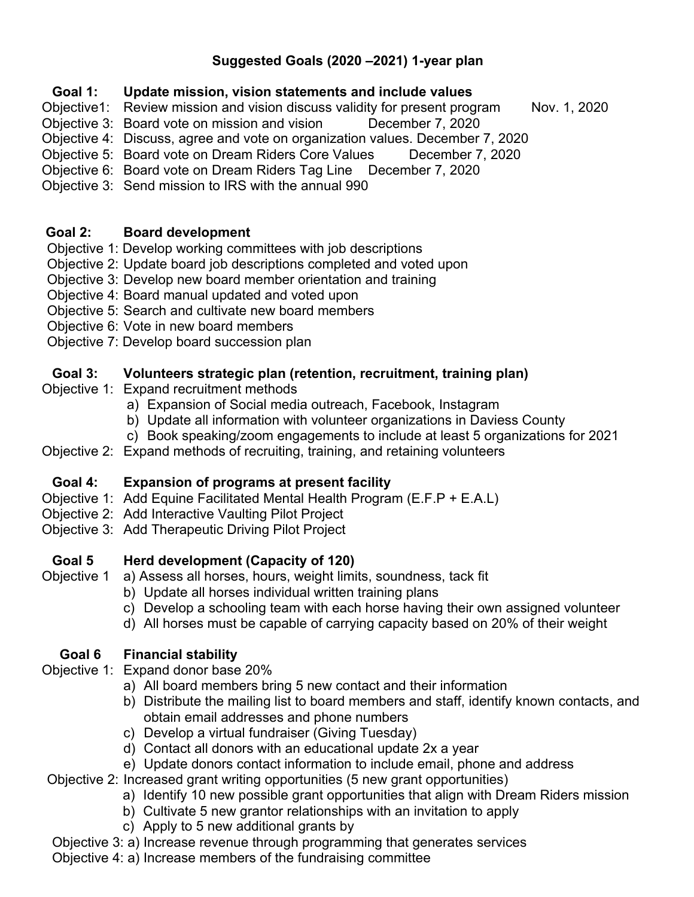## Suggested Goals (2020 –2021) 1-year plan

**Goal 1: Update mission, vision statements and include values**

Objective1: Review mission and vision discuss validity for present program Nov. 1, 2020
Objective 3: Board vote on mission and vision December 7, 2020
Objective 4: Discuss, agree and vote on organization values. December 7, 2020
Objective 5: Board vote on Dream Riders Core Values December 7, 2020
Objective 6: Board vote on Dream Riders Tag Line December 7, 2020
Objective 3: Send mission to IRS with the annual 990

**Goal 2: Board development**

Objective 1: Develop working committees with job descriptions
Objective 2: Update board job descriptions completed and voted upon
Objective 3: Develop new board member orientation and training
Objective 4: Board manual updated and voted upon
Objective 5: Search and cultivate new board members
Objective 6: Vote in new board members
Objective 7: Develop board succession plan

**Goal 3: Volunteers strategic plan (retention, recruitment, training plan)**

Objective 1: Expand recruitment methods
- a) Expansion of Social media outreach, Facebook, Instagram
- b) Update all information with volunteer organizations in Daviess County
- c) Book speaking/zoom engagements to include at least 5 organizations for 2021

Objective 2: Expand methods of recruiting, training, and retaining volunteers

**Goal 4: Expansion of programs at present facility**

Objective 1: Add Equine Facilitated Mental Health Program (E.F.P + E.A.L)
Objective 2: Add Interactive Vaulting Pilot Project
Objective 3: Add Therapeutic Driving Pilot Project

**Goal 5 Herd development (Capacity of 120)**

Objective 1
- a) Assess all horses, hours, weight limits, soundness, tack fit
- b) Update all horses individual written training plans
- c) Develop a schooling team with each horse having their own assigned volunteer
- d) All horses must be capable of carrying capacity based on 20% of their weight

**Goal 6 Financial stability**

Objective 1: Expand donor base 20%
- a) All board members bring 5 new contact and their information
- b) Distribute the mailing list to board members and staff, identify known contacts, and obtain email addresses and phone numbers
- c) Develop a virtual fundraiser (Giving Tuesday)
- d) Contact all donors with an educational update 2x a year
- e) Update donors contact information to include email, phone and address

Objective 2: Increased grant writing opportunities (5 new grant opportunities)
- a) Identify 10 new possible grant opportunities that align with Dream Riders mission
- b) Cultivate 5 new grantor relationships with an invitation to apply
- c) Apply to 5 new additional grants by

Objective 3: a) Increase revenue through programming that generates services
Objective 4: a) Increase members of the fundraising committee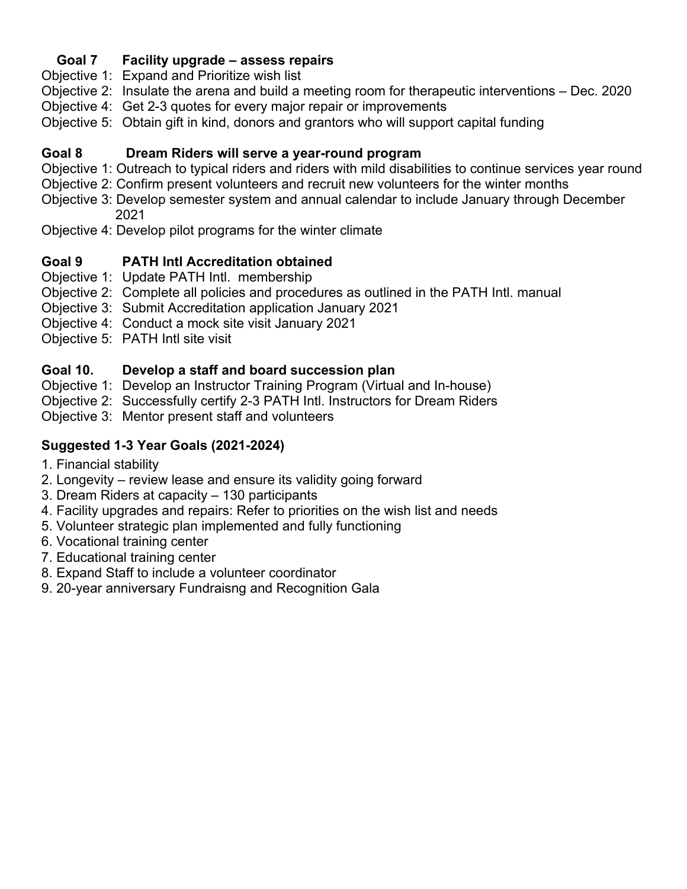**Goal 7 Facility upgrade – assess repairs**

Objective 1: Expand and Prioritize wish list
Objective 2: Insulate the arena and build a meeting room for therapeutic interventions – Dec. 2020
Objective 4: Get 2-3 quotes for every major repair or improvements
Objective 5: Obtain gift in kind, donors and grantors who will support capital funding

**Goal 8 Dream Riders will serve a year-round program**

Objective 1: Outreach to typical riders and riders with mild disabilities to continue services year round
Objective 2: Confirm present volunteers and recruit new volunteers for the winter months
Objective 3: Develop semester system and annual calendar to include January through December 2021
Objective 4: Develop pilot programs for the winter climate

**Goal 9 PATH Intl Accreditation obtained**

Objective 1: Update PATH Intl. membership
Objective 2: Complete all policies and procedures as outlined in the PATH Intl. manual
Objective 3: Submit Accreditation application January 2021
Objective 4: Conduct a mock site visit January 2021
Objective 5: PATH Intl site visit

**Goal 10. Develop a staff and board succession plan**

Objective 1: Develop an Instructor Training Program (Virtual and In-house)
Objective 2: Successfully certify 2-3 PATH Intl. Instructors for Dream Riders
Objective 3: Mentor present staff and volunteers

**Suggested 1-3 Year Goals (2021-2024)**

1. Financial stability
2. Longevity – review lease and ensure its validity going forward
3. Dream Riders at capacity – 130 participants
4. Facility upgrades and repairs: Refer to priorities on the wish list and needs
5. Volunteer strategic plan implemented and fully functioning
6. Vocational training center
7. Educational training center
8. Expand Staff to include a volunteer coordinator
9. 20-year anniversary Fundraisng and Recognition Gala